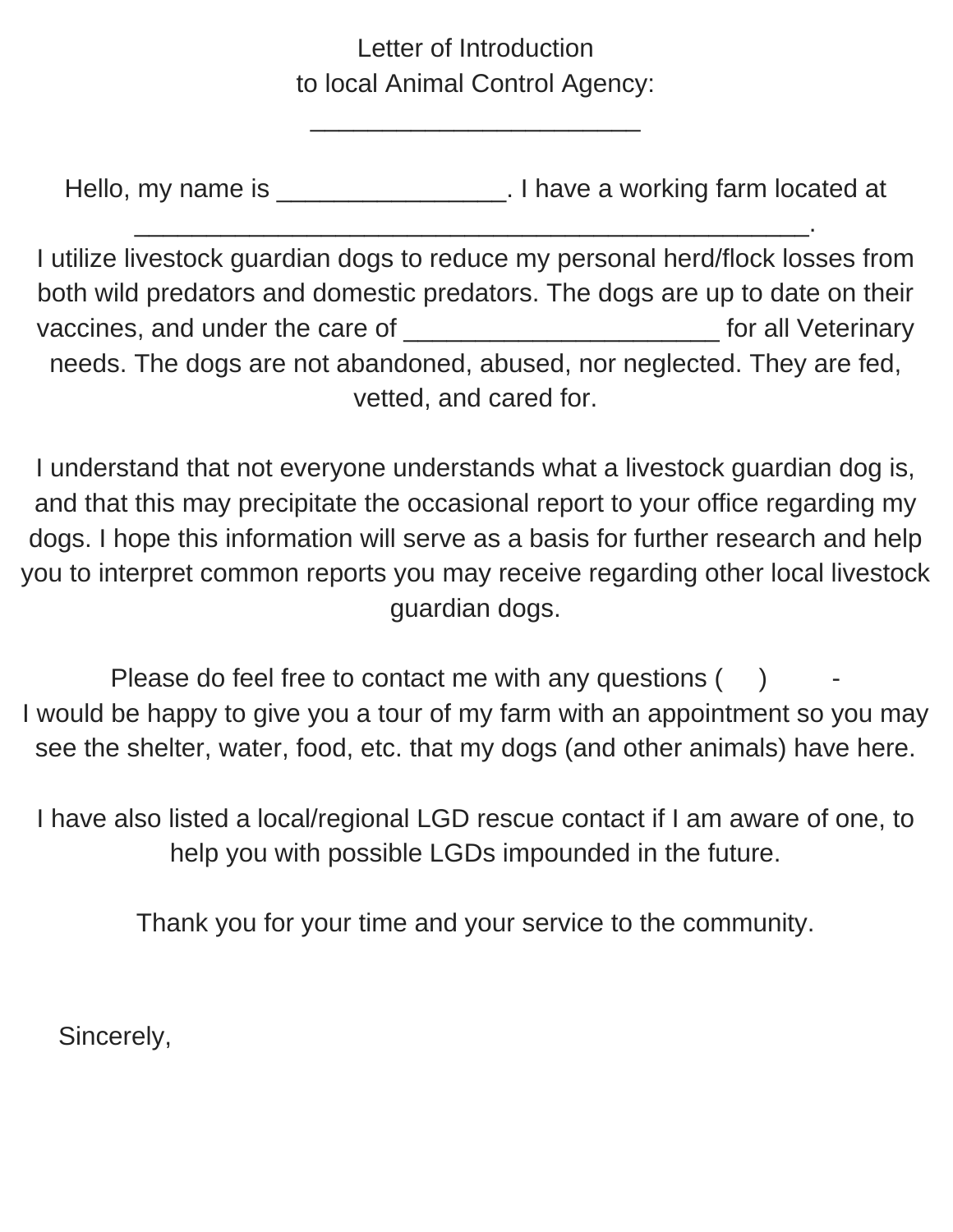Letter of Introduction
to local Animal Control Agency:
________________________

Hello, my name is ________________. I have a working farm located at ________________________________________________.
I utilize livestock guardian dogs to reduce my personal herd/flock losses from both wild predators and domestic predators. The dogs are up to date on their vaccines, and under the care of ______________________ for all Veterinary needs. The dogs are not abandoned, abused, nor neglected. They are fed, vetted, and cared for.

I understand that not everyone understands what a livestock guardian dog is, and that this may precipitate the occasional report to your office regarding my dogs. I hope this information will serve as a basis for further research and help you to interpret common reports you may receive regarding other local livestock guardian dogs.

Please do feel free to contact me with any questions (     )        -
I would be happy to give you a tour of my farm with an appointment so you may see the shelter, water, food, etc. that my dogs (and other animals) have here.

I have also listed a local/regional LGD rescue contact if I am aware of one, to help you with possible LGDs impounded in the future.

Thank you for your time and your service to the community.

Sincerely,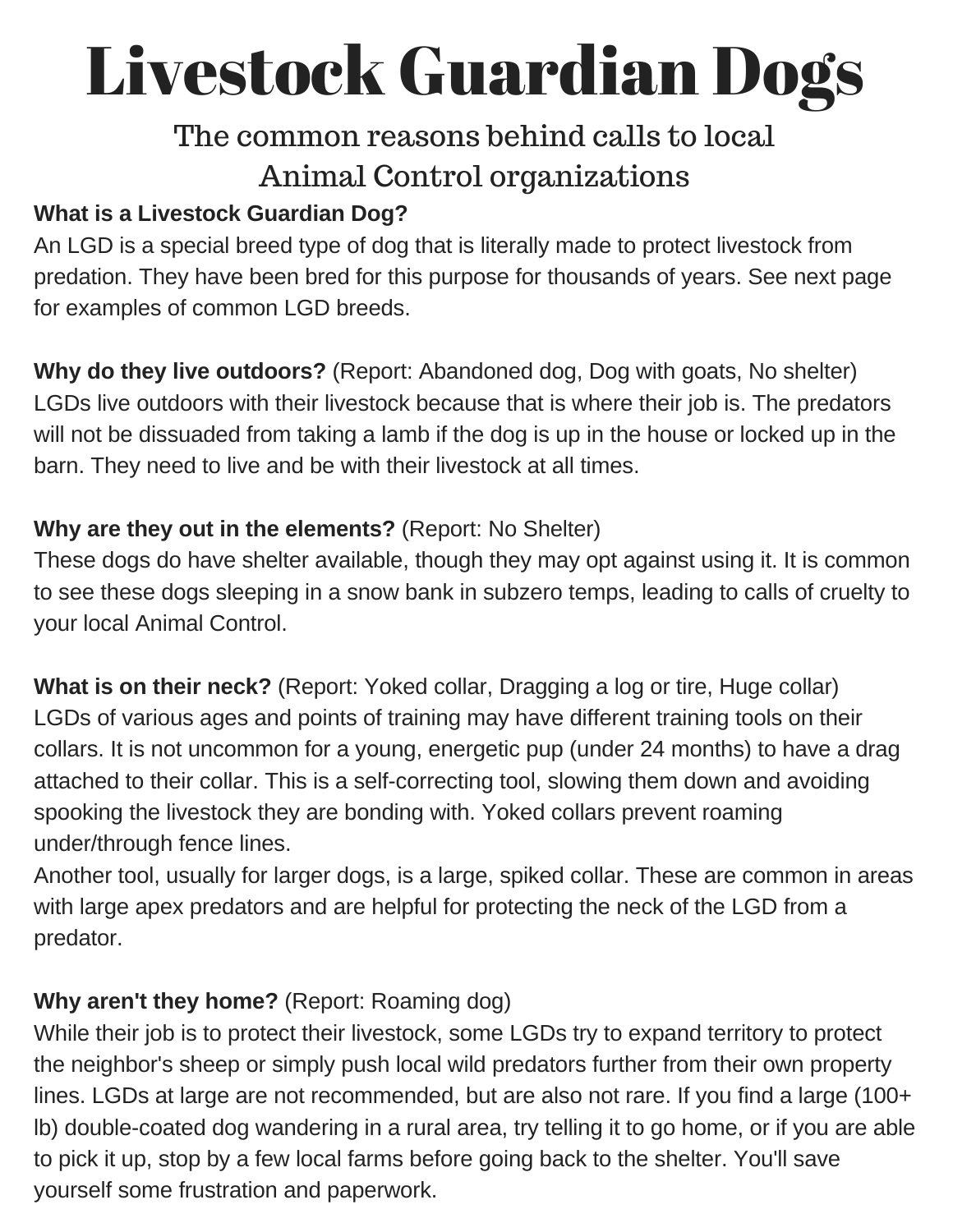# Livestock Guardian Dogs

## The common reasons behind calls to local Animal Control organizations

**What is a Livestock Guardian Dog?**
An LGD is a special breed type of dog that is literally made to protect livestock from predation. They have been bred for this purpose for thousands of years. See next page for examples of common LGD breeds.

**Why do they live outdoors?** (Report: Abandoned dog, Dog with goats, No shelter)
LGDs live outdoors with their livestock because that is where their job is. The predators will not be dissuaded from taking a lamb if the dog is up in the house or locked up in the barn. They need to live and be with their livestock at all times.

**Why are they out in the elements?** (Report: No Shelter)
These dogs do have shelter available, though they may opt against using it. It is common to see these dogs sleeping in a snow bank in subzero temps, leading to calls of cruelty to your local Animal Control.

**What is on their neck?** (Report: Yoked collar, Dragging a log or tire, Huge collar)
LGDs of various ages and points of training may have different training tools on their collars. It is not uncommon for a young, energetic pup (under 24 months) to have a drag attached to their collar. This is a self-correcting tool, slowing them down and avoiding spooking the livestock they are bonding with. Yoked collars prevent roaming under/through fence lines.
Another tool, usually for larger dogs, is a large, spiked collar. These are common in areas with large apex predators and are helpful for protecting the neck of the LGD from a predator.

**Why aren't they home?** (Report: Roaming dog)
While their job is to protect their livestock, some LGDs try to expand territory to protect the neighbor's sheep or simply push local wild predators further from their own property lines. LGDs at large are not recommended, but are also not rare. If you find a large (100+ lb) double-coated dog wandering in a rural area, try telling it to go home, or if you are able to pick it up, stop by a few local farms before going back to the shelter. You'll save yourself some frustration and paperwork.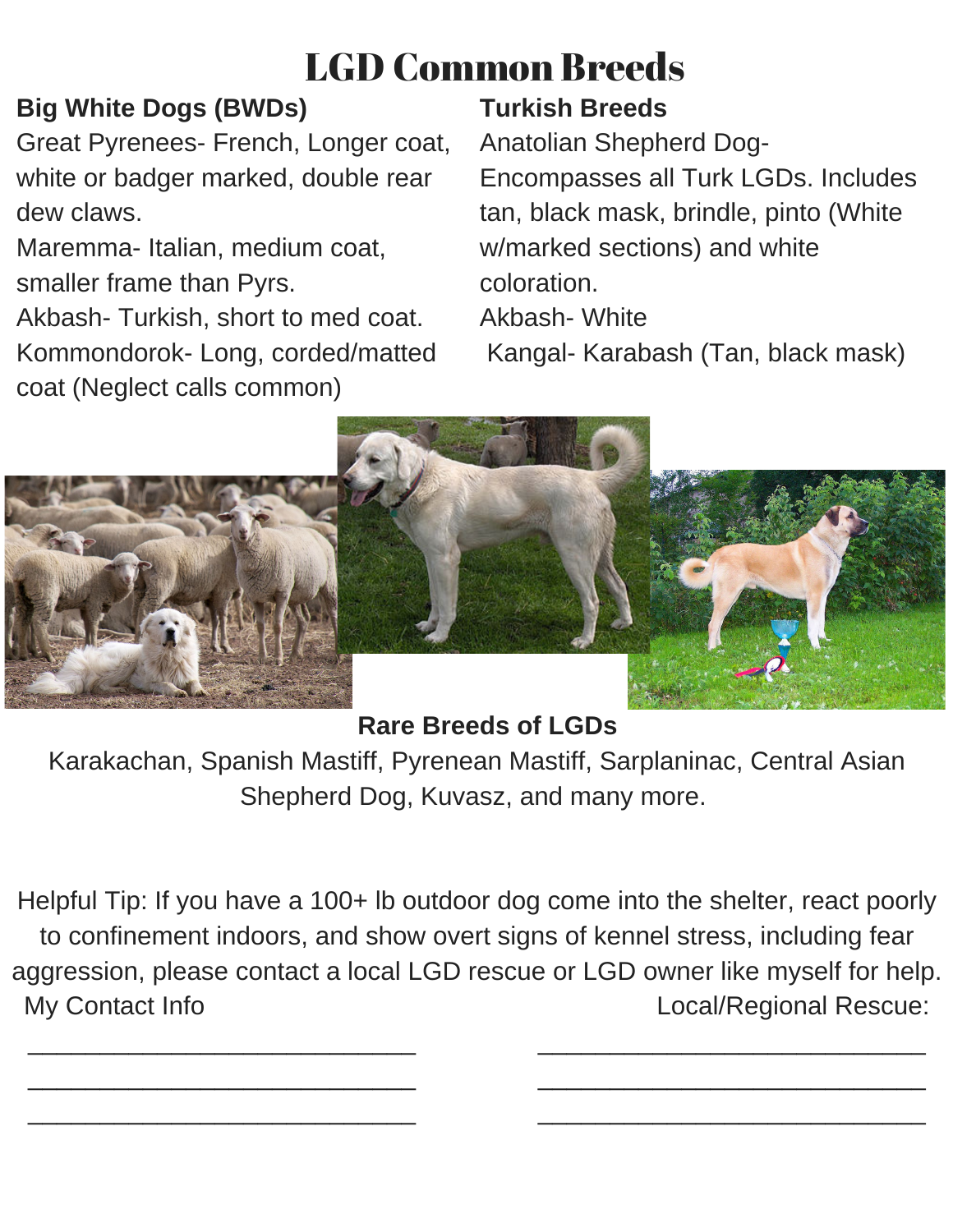# LGD Common Breeds

**Big White Dogs (BWDs)**

Great Pyrenees- French, Longer coat, white or badger marked, double rear dew claws.

Maremma- Italian, medium coat, smaller frame than Pyrs.

Akbash- Turkish, short to med coat.

Kommondorok- Long, corded/matted coat (Neglect calls common)

**Turkish Breeds**

Anatolian Shepherd Dog- Encompasses all Turk LGDs. Includes tan, black mask, brindle, pinto (White w/marked sections) and white coloration.

Akbash- White

Kangal- Karabash (Tan, black mask)

**Rare Breeds of LGDs**

Karakachan, Spanish Mastiff, Pyrenean Mastiff, Sarplaninac, Central Asian Shepherd Dog, Kuvasz, and many more.

Helpful Tip: If you have a 100+ lb outdoor dog come into the shelter, react poorly to confinement indoors, and show overt signs of kennel stress, including fear aggression, please contact a local LGD rescue or LGD owner like myself for help.

My Contact Info

____________________________

____________________________

____________________________

Local/Regional Rescue:

____________________________

____________________________

____________________________